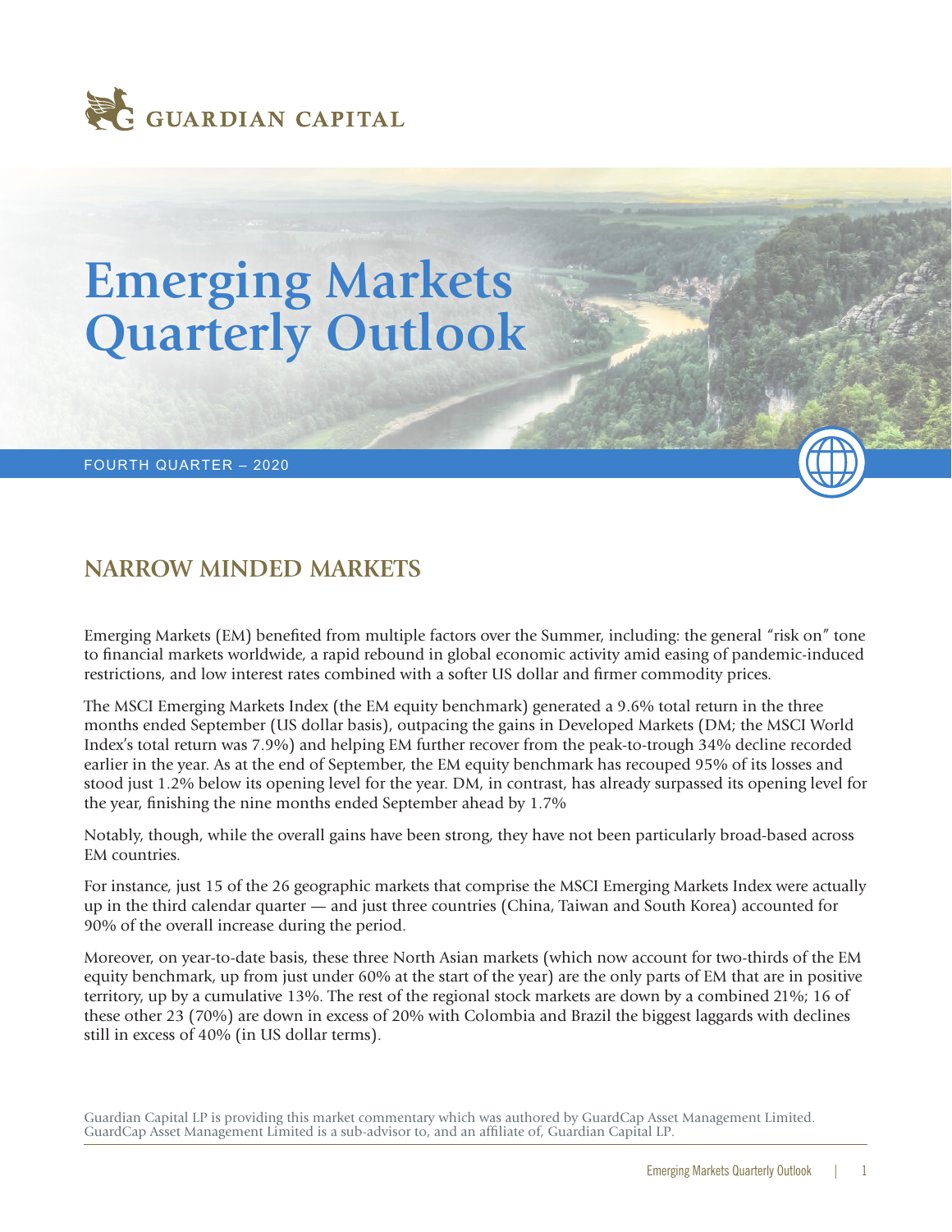GUARDIAN CAPITAL

# Emerging Markets Quarterly Outlook

FOURTH QUARTER – 2020

## NARROW MINDED MARKETS

Emerging Markets (EM) benefited from multiple factors over the Summer, including: the general "risk on" tone to financial markets worldwide, a rapid rebound in global economic activity amid easing of pandemic-induced restrictions, and low interest rates combined with a softer US dollar and firmer commodity prices.

The MSCI Emerging Markets Index (the EM equity benchmark) generated a 9.6% total return in the three months ended September (US dollar basis), outpacing the gains in Developed Markets (DM; the MSCI World Index's total return was 7.9%) and helping EM further recover from the peak-to-trough 34% decline recorded earlier in the year. As at the end of September, the EM equity benchmark has recouped 95% of its losses and stood just 1.2% below its opening level for the year. DM, in contrast, has already surpassed its opening level for the year, finishing the nine months ended September ahead by 1.7%

Notably, though, while the overall gains have been strong, they have not been particularly broad-based across EM countries.

For instance, just 15 of the 26 geographic markets that comprise the MSCI Emerging Markets Index were actually up in the third calendar quarter — and just three countries (China, Taiwan and South Korea) accounted for 90% of the overall increase during the period.

Moreover, on year-to-date basis, these three North Asian markets (which now account for two-thirds of the EM equity benchmark, up from just under 60% at the start of the year) are the only parts of EM that are in positive territory, up by a cumulative 13%. The rest of the regional stock markets are down by a combined 21%; 16 of these other 23 (70%) are down in excess of 20% with Colombia and Brazil the biggest laggards with declines still in excess of 40% (in US dollar terms).

Guardian Capital LP is providing this market commentary which was authored by GuardCap Asset Management Limited. GuardCap Asset Management Limited is a sub-advisor to, and an affiliate of, Guardian Capital LP.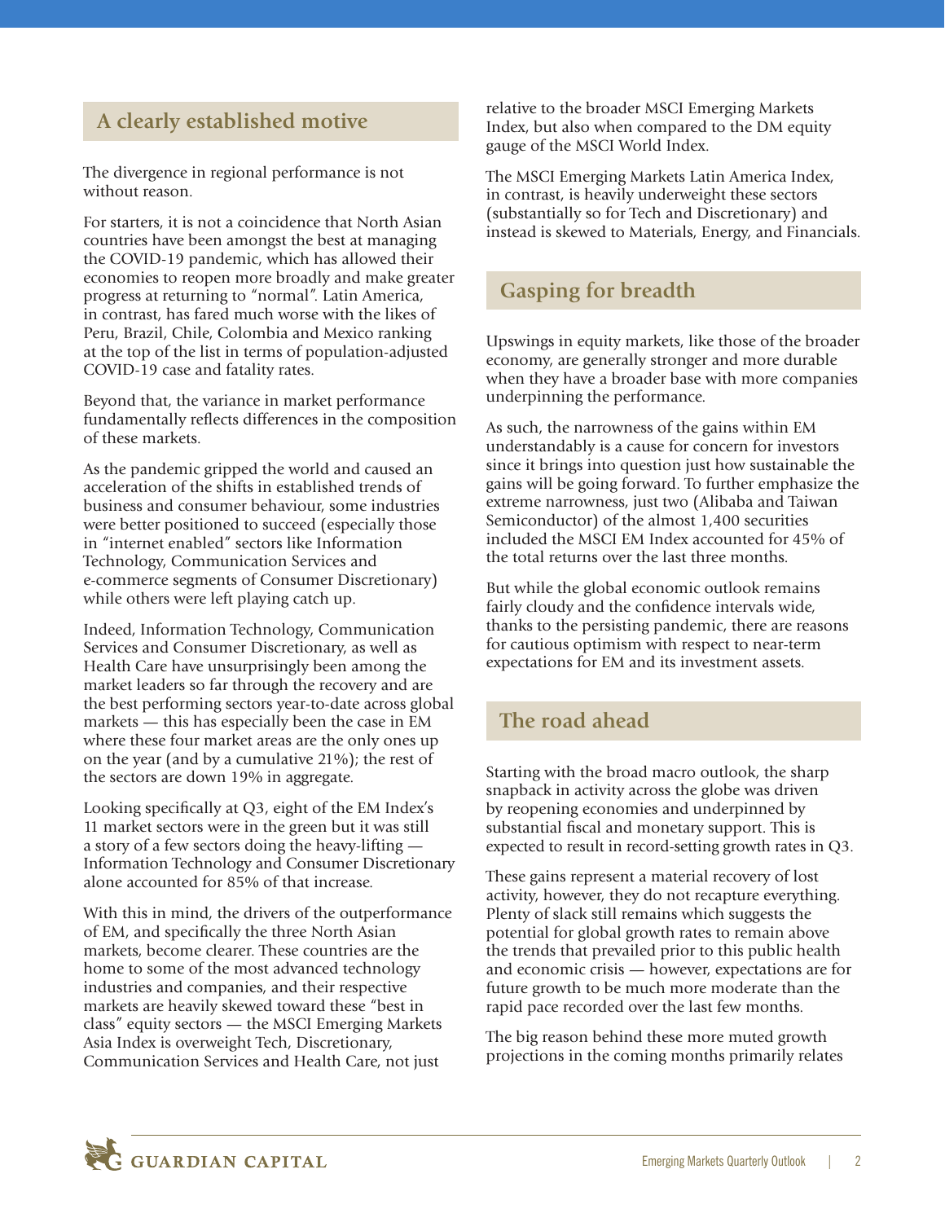## A clearly established motive

The divergence in regional performance is not without reason.

For starters, it is not a coincidence that North Asian countries have been amongst the best at managing the COVID-19 pandemic, which has allowed their economies to reopen more broadly and make greater progress at returning to "normal". Latin America, in contrast, has fared much worse with the likes of Peru, Brazil, Chile, Colombia and Mexico ranking at the top of the list in terms of population-adjusted COVID-19 case and fatality rates.

Beyond that, the variance in market performance fundamentally reflects differences in the composition of these markets.

As the pandemic gripped the world and caused an acceleration of the shifts in established trends of business and consumer behaviour, some industries were better positioned to succeed (especially those in "internet enabled" sectors like Information Technology, Communication Services and e-commerce segments of Consumer Discretionary) while others were left playing catch up.

Indeed, Information Technology, Communication Services and Consumer Discretionary, as well as Health Care have unsurprisingly been among the market leaders so far through the recovery and are the best performing sectors year-to-date across global markets — this has especially been the case in EM where these four market areas are the only ones up on the year (and by a cumulative 21%); the rest of the sectors are down 19% in aggregate.

Looking specifically at Q3, eight of the EM Index's 11 market sectors were in the green but it was still a story of a few sectors doing the heavy-lifting — Information Technology and Consumer Discretionary alone accounted for 85% of that increase.

With this in mind, the drivers of the outperformance of EM, and specifically the three North Asian markets, become clearer. These countries are the home to some of the most advanced technology industries and companies, and their respective markets are heavily skewed toward these "best in class" equity sectors — the MSCI Emerging Markets Asia Index is overweight Tech, Discretionary, Communication Services and Health Care, not just relative to the broader MSCI Emerging Markets Index, but also when compared to the DM equity gauge of the MSCI World Index.

The MSCI Emerging Markets Latin America Index, in contrast, is heavily underweight these sectors (substantially so for Tech and Discretionary) and instead is skewed to Materials, Energy, and Financials.

## Gasping for breadth

Upswings in equity markets, like those of the broader economy, are generally stronger and more durable when they have a broader base with more companies underpinning the performance.

As such, the narrowness of the gains within EM understandably is a cause for concern for investors since it brings into question just how sustainable the gains will be going forward. To further emphasize the extreme narrowness, just two (Alibaba and Taiwan Semiconductor) of the almost 1,400 securities included the MSCI EM Index accounted for 45% of the total returns over the last three months.

But while the global economic outlook remains fairly cloudy and the confidence intervals wide, thanks to the persisting pandemic, there are reasons for cautious optimism with respect to near-term expectations for EM and its investment assets.

## The road ahead

Starting with the broad macro outlook, the sharp snapback in activity across the globe was driven by reopening economies and underpinned by substantial fiscal and monetary support. This is expected to result in record-setting growth rates in Q3.

These gains represent a material recovery of lost activity, however, they do not recapture everything. Plenty of slack still remains which suggests the potential for global growth rates to remain above the trends that prevailed prior to this public health and economic crisis — however, expectations are for future growth to be much more moderate than the rapid pace recorded over the last few months.

The big reason behind these more muted growth projections in the coming months primarily relates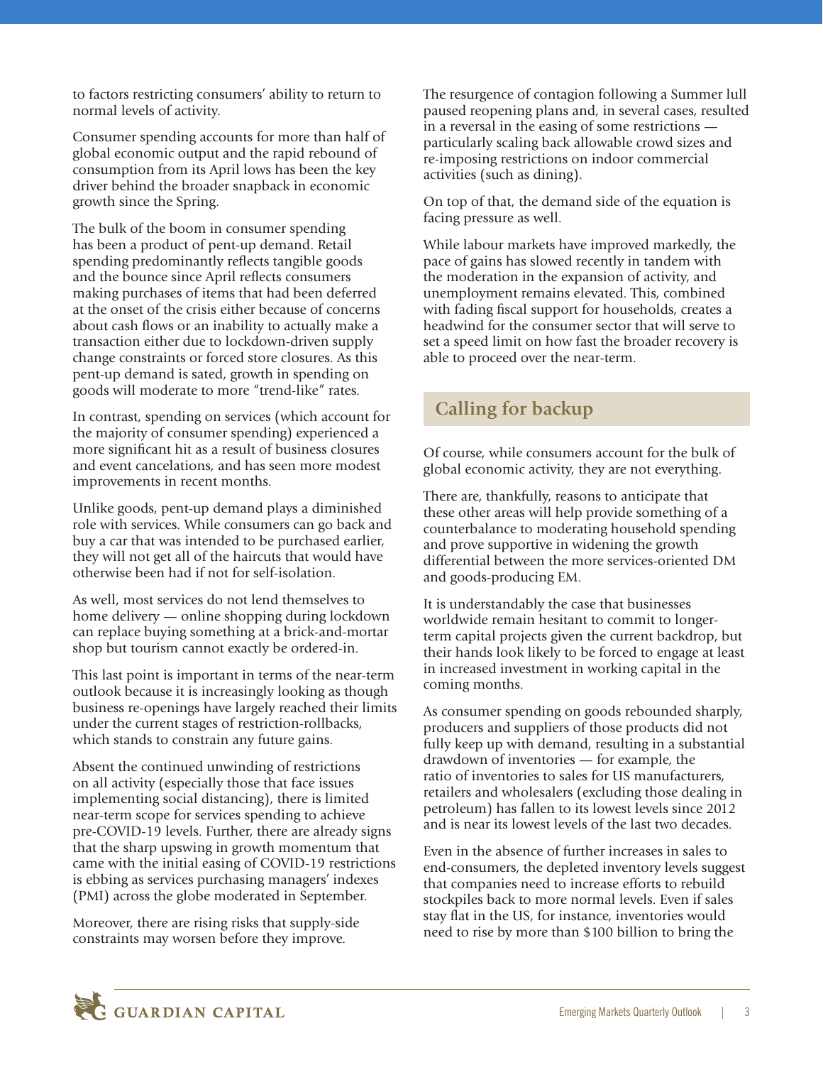to factors restricting consumers' ability to return to normal levels of activity.

Consumer spending accounts for more than half of global economic output and the rapid rebound of consumption from its April lows has been the key driver behind the broader snapback in economic growth since the Spring.

The bulk of the boom in consumer spending has been a product of pent-up demand. Retail spending predominantly reflects tangible goods and the bounce since April reflects consumers making purchases of items that had been deferred at the onset of the crisis either because of concerns about cash flows or an inability to actually make a transaction either due to lockdown-driven supply change constraints or forced store closures. As this pent-up demand is sated, growth in spending on goods will moderate to more "trend-like" rates.

In contrast, spending on services (which account for the majority of consumer spending) experienced a more significant hit as a result of business closures and event cancelations, and has seen more modest improvements in recent months.

Unlike goods, pent-up demand plays a diminished role with services. While consumers can go back and buy a car that was intended to be purchased earlier, they will not get all of the haircuts that would have otherwise been had if not for self-isolation.

As well, most services do not lend themselves to home delivery — online shopping during lockdown can replace buying something at a brick-and-mortar shop but tourism cannot exactly be ordered-in.

This last point is important in terms of the near-term outlook because it is increasingly looking as though business re-openings have largely reached their limits under the current stages of restriction-rollbacks, which stands to constrain any future gains.

Absent the continued unwinding of restrictions on all activity (especially those that face issues implementing social distancing), there is limited near-term scope for services spending to achieve pre-COVID-19 levels. Further, there are already signs that the sharp upswing in growth momentum that came with the initial easing of COVID-19 restrictions is ebbing as services purchasing managers' indexes (PMI) across the globe moderated in September.

Moreover, there are rising risks that supply-side constraints may worsen before they improve.

The resurgence of contagion following a Summer lull paused reopening plans and, in several cases, resulted in a reversal in the easing of some restrictions — particularly scaling back allowable crowd sizes and re-imposing restrictions on indoor commercial activities (such as dining).

On top of that, the demand side of the equation is facing pressure as well.

While labour markets have improved markedly, the pace of gains has slowed recently in tandem with the moderation in the expansion of activity, and unemployment remains elevated. This, combined with fading fiscal support for households, creates a headwind for the consumer sector that will serve to set a speed limit on how fast the broader recovery is able to proceed over the near-term.

## Calling for backup

Of course, while consumers account for the bulk of global economic activity, they are not everything.

There are, thankfully, reasons to anticipate that these other areas will help provide something of a counterbalance to moderating household spending and prove supportive in widening the growth differential between the more services-oriented DM and goods-producing EM.

It is understandably the case that businesses worldwide remain hesitant to commit to longer-term capital projects given the current backdrop, but their hands look likely to be forced to engage at least in increased investment in working capital in the coming months.

As consumer spending on goods rebounded sharply, producers and suppliers of those products did not fully keep up with demand, resulting in a substantial drawdown of inventories — for example, the ratio of inventories to sales for US manufacturers, retailers and wholesalers (excluding those dealing in petroleum) has fallen to its lowest levels since 2012 and is near its lowest levels of the last two decades.

Even in the absence of further increases in sales to end-consumers, the depleted inventory levels suggest that companies need to increase efforts to rebuild stockpiles back to more normal levels. Even if sales stay flat in the US, for instance, inventories would need to rise by more than $100 billion to bring the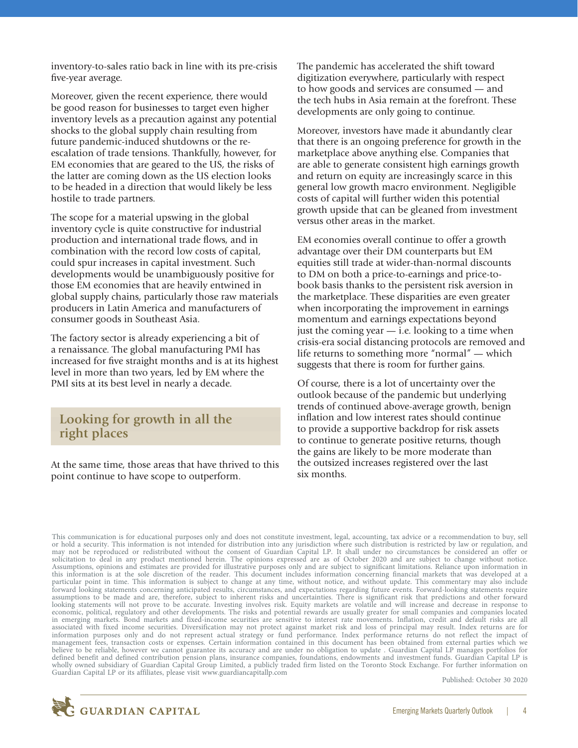inventory-to-sales ratio back in line with its pre-crisis five-year average.

Moreover, given the recent experience, there would be good reason for businesses to target even higher inventory levels as a precaution against any potential shocks to the global supply chain resulting from future pandemic-induced shutdowns or the re-escalation of trade tensions. Thankfully, however, for EM economies that are geared to the US, the risks of the latter are coming down as the US election looks to be headed in a direction that would likely be less hostile to trade partners.

The scope for a material upswing in the global inventory cycle is quite constructive for industrial production and international trade flows, and in combination with the record low costs of capital, could spur increases in capital investment. Such developments would be unambiguously positive for those EM economies that are heavily entwined in global supply chains, particularly those raw materials producers in Latin America and manufacturers of consumer goods in Southeast Asia.

The factory sector is already experiencing a bit of a renaissance. The global manufacturing PMI has increased for five straight months and is at its highest level in more than two years, led by EM where the PMI sits at its best level in nearly a decade.

## Looking for growth in all the right places

At the same time, those areas that have thrived to this point continue to have scope to outperform.

The pandemic has accelerated the shift toward digitization everywhere, particularly with respect to how goods and services are consumed — and the tech hubs in Asia remain at the forefront. These developments are only going to continue.

Moreover, investors have made it abundantly clear that there is an ongoing preference for growth in the marketplace above anything else. Companies that are able to generate consistent high earnings growth and return on equity are increasingly scarce in this general low growth macro environment. Negligible costs of capital will further widen this potential growth upside that can be gleaned from investment versus other areas in the market.

EM economies overall continue to offer a growth advantage over their DM counterparts but EM equities still trade at wider-than-normal discounts to DM on both a price-to-earnings and price-to-book basis thanks to the persistent risk aversion in the marketplace. These disparities are even greater when incorporating the improvement in earnings momentum and earnings expectations beyond just the coming year — i.e. looking to a time when crisis-era social distancing protocols are removed and life returns to something more "normal" — which suggests that there is room for further gains.

Of course, there is a lot of uncertainty over the outlook because of the pandemic but underlying trends of continued above-average growth, benign inflation and low interest rates should continue to provide a supportive backdrop for risk assets to continue to generate positive returns, though the gains are likely to be more moderate than the outsized increases registered over the last six months.

This communication is for educational purposes only and does not constitute investment, legal, accounting, tax advice or a recommendation to buy, sell or hold a security. This information is not intended for distribution into any jurisdiction where such distribution is restricted by law or regulation, and may not be reproduced or redistributed without the consent of Guardian Capital LP. It shall under no circumstances be considered an offer or solicitation to deal in any product mentioned herein. The opinions expressed are as of October 2020 and are subject to change without notice. Assumptions, opinions and estimates are provided for illustrative purposes only and are subject to significant limitations. Reliance upon information in this information is at the sole discretion of the reader. This document includes information concerning financial markets that was developed at a particular point in time. This information is subject to change at any time, without notice, and without update. This commentary may also include forward looking statements concerning anticipated results, circumstances, and expectations regarding future events. Forward-looking statements require assumptions to be made and are, therefore, subject to inherent risks and uncertainties. There is significant risk that predictions and other forward looking statements will not prove to be accurate. Investing involves risk. Equity markets are volatile and will increase and decrease in response to economic, political, regulatory and other developments. The risks and potential rewards are usually greater for small companies and companies located in emerging markets. Bond markets and fixed-income securities are sensitive to interest rate movements. Inflation, credit and default risks are all associated with fixed income securities. Diversification may not protect against market risk and loss of principal may result. Index returns are for information purposes only and do not represent actual strategy or fund performance. Index performance returns do not reflect the impact of management fees, transaction costs or expenses. Certain information contained in this document has been obtained from external parties which we believe to be reliable, however we cannot guarantee its accuracy and are under no obligation to update . Guardian Capital LP manages portfolios for defined benefit and defined contribution pension plans, insurance companies, foundations, endowments and investment funds. Guardian Capital LP is wholly owned subsidiary of Guardian Capital Group Limited, a publicly traded firm listed on the Toronto Stock Exchange. For further information on Guardian Capital LP or its affiliates, please visit www.guardiancapitallp.com

Published: October 30 2020